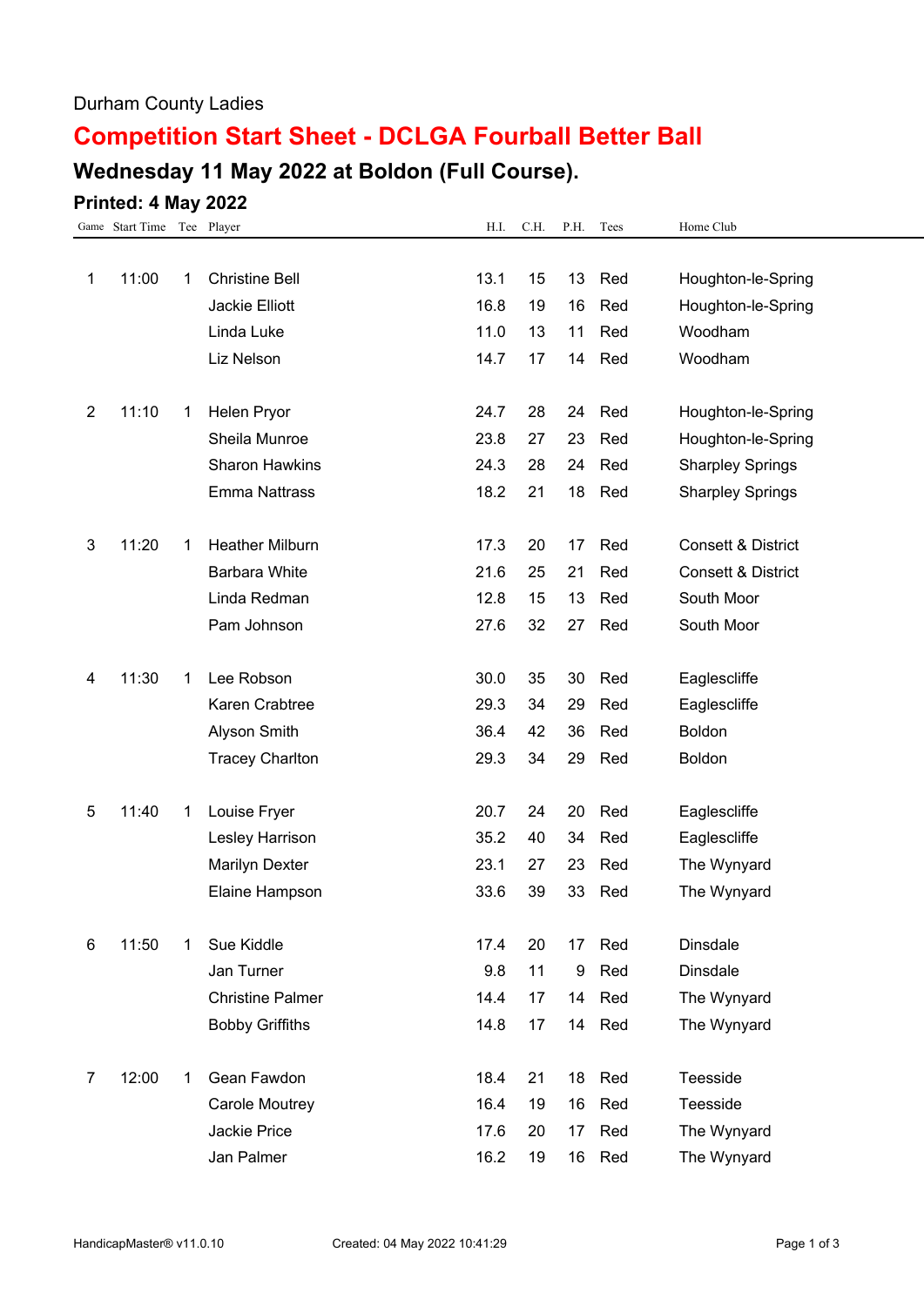Durham County Ladies

# Competition Start Sheet - DCLGA Fourball Better Ball

## Wednesday 11 May 2022 at Boldon (Full Course).

### Printed: 4 May 2022

| Game | Start Time | Tee | Player | H.I. | C.H. | P.H. | Tees | Home Club |
|---|---|---|---|---|---|---|---|---|
| 1 | 11:00 | 1 | Christine Bell | 13.1 | 15 | 13 | Red | Houghton-le-Spring |
| | | | Jackie Elliott | 16.8 | 19 | 16 | Red | Houghton-le-Spring |
| | | | Linda Luke | 11.0 | 13 | 11 | Red | Woodham |
| | | | Liz Nelson | 14.7 | 17 | 14 | Red | Woodham |
| 2 | 11:10 | 1 | Helen Pryor | 24.7 | 28 | 24 | Red | Houghton-le-Spring |
| | | | Sheila Munroe | 23.8 | 27 | 23 | Red | Houghton-le-Spring |
| | | | Sharon Hawkins | 24.3 | 28 | 24 | Red | Sharpley Springs |
| | | | Emma Nattrass | 18.2 | 21 | 18 | Red | Sharpley Springs |
| 3 | 11:20 | 1 | Heather Milburn | 17.3 | 20 | 17 | Red | Consett & District |
| | | | Barbara White | 21.6 | 25 | 21 | Red | Consett & District |
| | | | Linda Redman | 12.8 | 15 | 13 | Red | South Moor |
| | | | Pam Johnson | 27.6 | 32 | 27 | Red | South Moor |
| 4 | 11:30 | 1 | Lee Robson | 30.0 | 35 | 30 | Red | Eaglescliffe |
| | | | Karen Crabtree | 29.3 | 34 | 29 | Red | Eaglescliffe |
| | | | Alyson Smith | 36.4 | 42 | 36 | Red | Boldon |
| | | | Tracey Charlton | 29.3 | 34 | 29 | Red | Boldon |
| 5 | 11:40 | 1 | Louise Fryer | 20.7 | 24 | 20 | Red | Eaglescliffe |
| | | | Lesley Harrison | 35.2 | 40 | 34 | Red | Eaglescliffe |
| | | | Marilyn Dexter | 23.1 | 27 | 23 | Red | The Wynyard |
| | | | Elaine Hampson | 33.6 | 39 | 33 | Red | The Wynyard |
| 6 | 11:50 | 1 | Sue Kiddle | 17.4 | 20 | 17 | Red | Dinsdale |
| | | | Jan Turner | 9.8 | 11 | 9 | Red | Dinsdale |
| | | | Christine Palmer | 14.4 | 17 | 14 | Red | The Wynyard |
| | | | Bobby Griffiths | 14.8 | 17 | 14 | Red | The Wynyard |
| 7 | 12:00 | 1 | Gean Fawdon | 18.4 | 21 | 18 | Red | Teesside |
| | | | Carole Moutrey | 16.4 | 19 | 16 | Red | Teesside |
| | | | Jackie Price | 17.6 | 20 | 17 | Red | The Wynyard |
| | | | Jan Palmer | 16.2 | 19 | 16 | Red | The Wynyard |

HandicapMaster® v11.0.10　　Created: 04 May 2022 10:41:29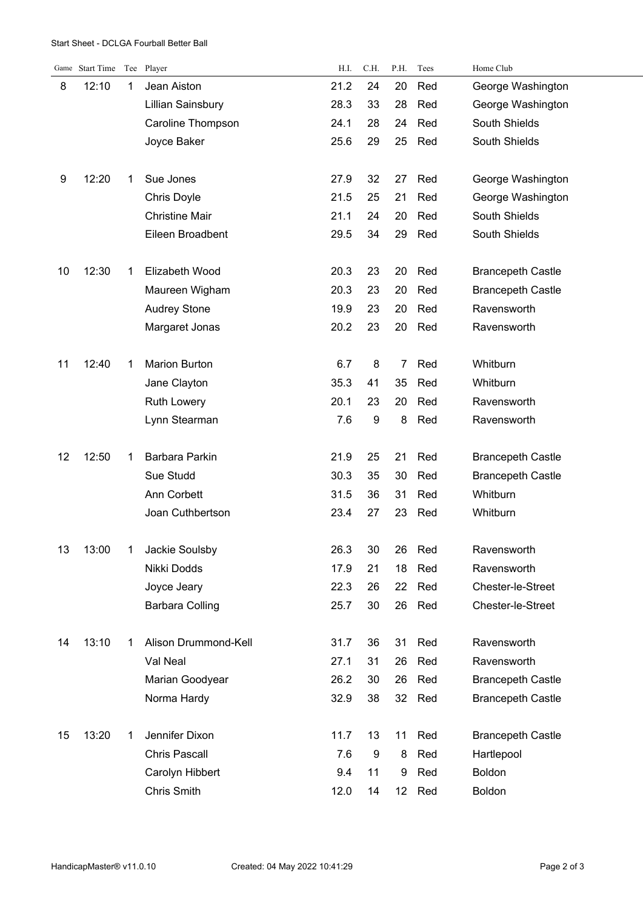Start Sheet - DCLGA Fourball Better Ball

| Game | Start Time | Tee | Player | H.I. | C.H. | P.H. | Tees | Home Club |
|---|---|---|---|---|---|---|---|---|
| 8 | 12:10 | 1 | Jean Aiston | 21.2 | 24 | 20 | Red | George Washington |
| | | | Lillian Sainsbury | 28.3 | 33 | 28 | Red | George Washington |
| | | | Caroline Thompson | 24.1 | 28 | 24 | Red | South Shields |
| | | | Joyce Baker | 25.6 | 29 | 25 | Red | South Shields |
| 9 | 12:20 | 1 | Sue Jones | 27.9 | 32 | 27 | Red | George Washington |
| | | | Chris Doyle | 21.5 | 25 | 21 | Red | George Washington |
| | | | Christine Mair | 21.1 | 24 | 20 | Red | South Shields |
| | | | Eileen Broadbent | 29.5 | 34 | 29 | Red | South Shields |
| 10 | 12:30 | 1 | Elizabeth Wood | 20.3 | 23 | 20 | Red | Brancepeth Castle |
| | | | Maureen Wigham | 20.3 | 23 | 20 | Red | Brancepeth Castle |
| | | | Audrey Stone | 19.9 | 23 | 20 | Red | Ravensworth |
| | | | Margaret Jonas | 20.2 | 23 | 20 | Red | Ravensworth |
| 11 | 12:40 | 1 | Marion Burton | 6.7 | 8 | 7 | Red | Whitburn |
| | | | Jane Clayton | 35.3 | 41 | 35 | Red | Whitburn |
| | | | Ruth Lowery | 20.1 | 23 | 20 | Red | Ravensworth |
| | | | Lynn Stearman | 7.6 | 9 | 8 | Red | Ravensworth |
| 12 | 12:50 | 1 | Barbara Parkin | 21.9 | 25 | 21 | Red | Brancepeth Castle |
| | | | Sue Studd | 30.3 | 35 | 30 | Red | Brancepeth Castle |
| | | | Ann Corbett | 31.5 | 36 | 31 | Red | Whitburn |
| | | | Joan Cuthbertson | 23.4 | 27 | 23 | Red | Whitburn |
| 13 | 13:00 | 1 | Jackie Soulsby | 26.3 | 30 | 26 | Red | Ravensworth |
| | | | Nikki Dodds | 17.9 | 21 | 18 | Red | Ravensworth |
| | | | Joyce Jeary | 22.3 | 26 | 22 | Red | Chester-le-Street |
| | | | Barbara Colling | 25.7 | 30 | 26 | Red | Chester-le-Street |
| 14 | 13:10 | 1 | Alison Drummond-Kell | 31.7 | 36 | 31 | Red | Ravensworth |
| | | | Val Neal | 27.1 | 31 | 26 | Red | Ravensworth |
| | | | Marian Goodyear | 26.2 | 30 | 26 | Red | Brancepeth Castle |
| | | | Norma Hardy | 32.9 | 38 | 32 | Red | Brancepeth Castle |
| 15 | 13:20 | 1 | Jennifer Dixon | 11.7 | 13 | 11 | Red | Brancepeth Castle |
| | | | Chris Pascall | 7.6 | 9 | 8 | Red | Hartlepool |
| | | | Carolyn Hibbert | 9.4 | 11 | 9 | Red | Boldon |
| | | | Chris Smith | 12.0 | 14 | 12 | Red | Boldon |

HandicapMaster® v11.0.10 Created: 04 May 2022 10:41:29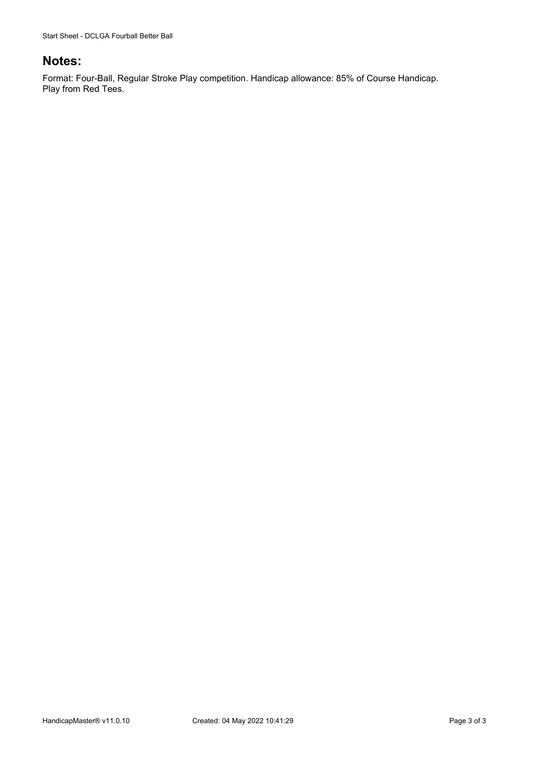## Notes:

Format: Four-Ball, Regular Stroke Play competition. Handicap allowance: 85% of Course Handicap.
Play from Red Tees.